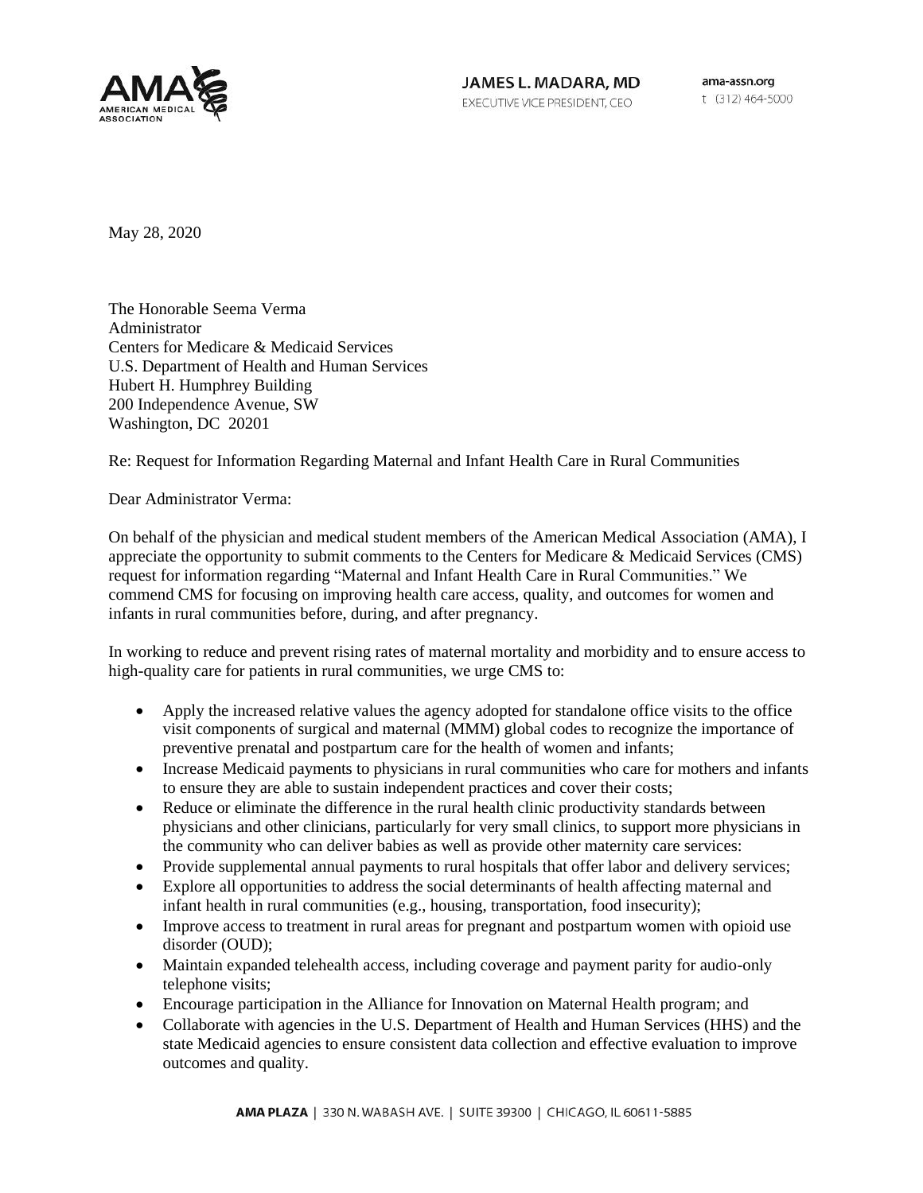JAMES L. MADARA, MD
EXECUTIVE VICE PRESIDENT, CEO

ama-assn.org
t (312) 464-5000

May 28, 2020

The Honorable Seema Verma
Administrator
Centers for Medicare & Medicaid Services
U.S. Department of Health and Human Services
Hubert H. Humphrey Building
200 Independence Avenue, SW
Washington, DC 20201

Re: Request for Information Regarding Maternal and Infant Health Care in Rural Communities

Dear Administrator Verma:

On behalf of the physician and medical student members of the American Medical Association (AMA), I appreciate the opportunity to submit comments to the Centers for Medicare & Medicaid Services (CMS) request for information regarding "Maternal and Infant Health Care in Rural Communities." We commend CMS for focusing on improving health care access, quality, and outcomes for women and infants in rural communities before, during, and after pregnancy.

In working to reduce and prevent rising rates of maternal mortality and morbidity and to ensure access to high-quality care for patients in rural communities, we urge CMS to:

- Apply the increased relative values the agency adopted for standalone office visits to the office visit components of surgical and maternal (MMM) global codes to recognize the importance of preventive prenatal and postpartum care for the health of women and infants;
- Increase Medicaid payments to physicians in rural communities who care for mothers and infants to ensure they are able to sustain independent practices and cover their costs;
- Reduce or eliminate the difference in the rural health clinic productivity standards between physicians and other clinicians, particularly for very small clinics, to support more physicians in the community who can deliver babies as well as provide other maternity care services:
- Provide supplemental annual payments to rural hospitals that offer labor and delivery services;
- Explore all opportunities to address the social determinants of health affecting maternal and infant health in rural communities (e.g., housing, transportation, food insecurity);
- Improve access to treatment in rural areas for pregnant and postpartum women with opioid use disorder (OUD);
- Maintain expanded telehealth access, including coverage and payment parity for audio-only telephone visits;
- Encourage participation in the Alliance for Innovation on Maternal Health program; and
- Collaborate with agencies in the U.S. Department of Health and Human Services (HHS) and the state Medicaid agencies to ensure consistent data collection and effective evaluation to improve outcomes and quality.

AMA PLAZA | 330 N. WABASH AVE. | SUITE 39300 | CHICAGO, IL 60611-5885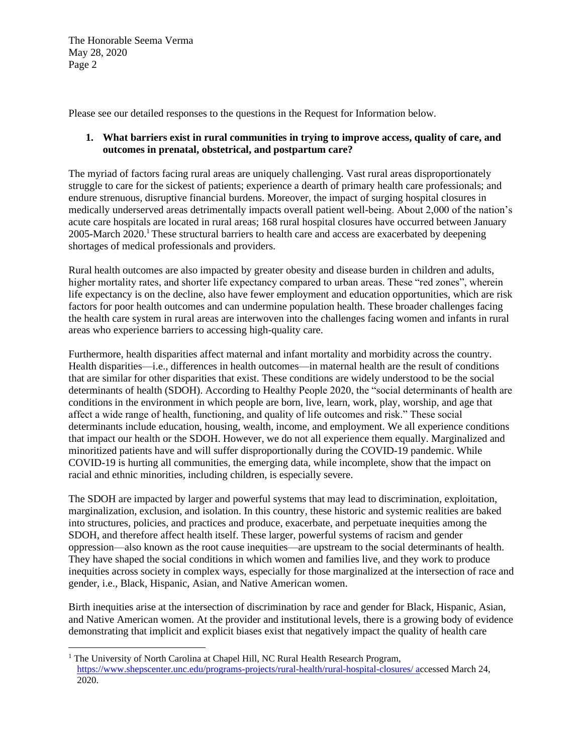Please see our detailed responses to the questions in the Request for Information below.

**1. What barriers exist in rural communities in trying to improve access, quality of care, and outcomes in prenatal, obstetrical, and postpartum care?**

The myriad of factors facing rural areas are uniquely challenging. Vast rural areas disproportionately struggle to care for the sickest of patients; experience a dearth of primary health care professionals; and endure strenuous, disruptive financial burdens. Moreover, the impact of surging hospital closures in medically underserved areas detrimentally impacts overall patient well-being. About 2,000 of the nation's acute care hospitals are located in rural areas; 168 rural hospital closures have occurred between January 2005-March 2020.[1] These structural barriers to health care and access are exacerbated by deepening shortages of medical professionals and providers.

Rural health outcomes are also impacted by greater obesity and disease burden in children and adults, higher mortality rates, and shorter life expectancy compared to urban areas. These "red zones", wherein life expectancy is on the decline, also have fewer employment and education opportunities, which are risk factors for poor health outcomes and can undermine population health. These broader challenges facing the health care system in rural areas are interwoven into the challenges facing women and infants in rural areas who experience barriers to accessing high-quality care.

Furthermore, health disparities affect maternal and infant mortality and morbidity across the country. Health disparities—i.e., differences in health outcomes—in maternal health are the result of conditions that are similar for other disparities that exist. These conditions are widely understood to be the social determinants of health (SDOH). According to Healthy People 2020, the "social determinants of health are conditions in the environment in which people are born, live, learn, work, play, worship, and age that affect a wide range of health, functioning, and quality of life outcomes and risk." These social determinants include education, housing, wealth, income, and employment. We all experience conditions that impact our health or the SDOH. However, we do not all experience them equally. Marginalized and minoritized patients have and will suffer disproportionally during the COVID-19 pandemic. While COVID-19 is hurting all communities, the emerging data, while incomplete, show that the impact on racial and ethnic minorities, including children, is especially severe.

The SDOH are impacted by larger and powerful systems that may lead to discrimination, exploitation, marginalization, exclusion, and isolation. In this country, these historic and systemic realities are baked into structures, policies, and practices and produce, exacerbate, and perpetuate inequities among the SDOH, and therefore affect health itself. These larger, powerful systems of racism and gender oppression—also known as the root cause inequities—are upstream to the social determinants of health. They have shaped the social conditions in which women and families live, and they work to produce inequities across society in complex ways, especially for those marginalized at the intersection of race and gender, i.e., Black, Hispanic, Asian, and Native American women.

Birth inequities arise at the intersection of discrimination by race and gender for Black, Hispanic, Asian, and Native American women. At the provider and institutional levels, there is a growing body of evidence demonstrating that implicit and explicit biases exist that negatively impact the quality of health care

---

[1] The University of North Carolina at Chapel Hill, NC Rural Health Research Program, https://www.shepscenter.unc.edu/programs-projects/rural-health/rural-hospital-closures/ accessed March 24, 2020.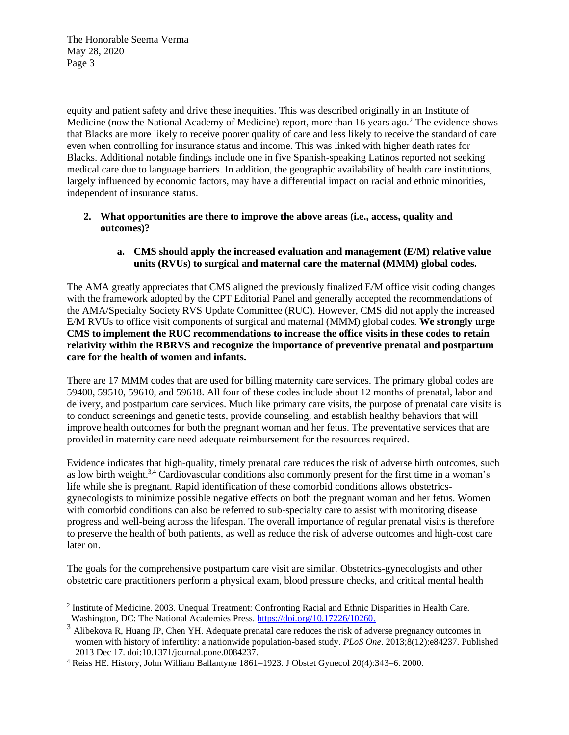equity and patient safety and drive these inequities. This was described originally in an Institute of Medicine (now the National Academy of Medicine) report, more than 16 years ago.[2] The evidence shows that Blacks are more likely to receive poorer quality of care and less likely to receive the standard of care even when controlling for insurance status and income. This was linked with higher death rates for Blacks. Additional notable findings include one in five Spanish-speaking Latinos reported not seeking medical care due to language barriers. In addition, the geographic availability of health care institutions, largely influenced by economic factors, may have a differential impact on racial and ethnic minorities, independent of insurance status.

2. **What opportunities are there to improve the above areas (i.e., access, quality and outcomes)?**

   a. **CMS should apply the increased evaluation and management (E/M) relative value units (RVUs) to surgical and maternal care the maternal (MMM) global codes.**

The AMA greatly appreciates that CMS aligned the previously finalized E/M office visit coding changes with the framework adopted by the CPT Editorial Panel and generally accepted the recommendations of the AMA/Specialty Society RVS Update Committee (RUC). However, CMS did not apply the increased E/M RVUs to office visit components of surgical and maternal (MMM) global codes. **We strongly urge CMS to implement the RUC recommendations to increase the office visits in these codes to retain relativity within the RBRVS and recognize the importance of preventive prenatal and postpartum care for the health of women and infants.**

There are 17 MMM codes that are used for billing maternity care services. The primary global codes are 59400, 59510, 59610, and 59618. All four of these codes include about 12 months of prenatal, labor and delivery, and postpartum care services. Much like primary care visits, the purpose of prenatal care visits is to conduct screenings and genetic tests, provide counseling, and establish healthy behaviors that will improve health outcomes for both the pregnant woman and her fetus. The preventative services that are provided in maternity care need adequate reimbursement for the resources required.

Evidence indicates that high-quality, timely prenatal care reduces the risk of adverse birth outcomes, such as low birth weight.[3,4] Cardiovascular conditions also commonly present for the first time in a woman's life while she is pregnant. Rapid identification of these comorbid conditions allows obstetrics-gynecologists to minimize possible negative effects on both the pregnant woman and her fetus. Women with comorbid conditions can also be referred to sub-specialty care to assist with monitoring disease progress and well-being across the lifespan. The overall importance of regular prenatal visits is therefore to preserve the health of both patients, as well as reduce the risk of adverse outcomes and high-cost care later on.

The goals for the comprehensive postpartum care visit are similar. Obstetrics-gynecologists and other obstetric care practitioners perform a physical exam, blood pressure checks, and critical mental health

---

[2] Institute of Medicine. 2003. Unequal Treatment: Confronting Racial and Ethnic Disparities in Health Care. Washington, DC: The National Academies Press. https://doi.org/10.17226/10260.

[3] Alibekova R, Huang JP, Chen YH. Adequate prenatal care reduces the risk of adverse pregnancy outcomes in women with history of infertility: a nationwide population-based study. *PLoS One*. 2013;8(12):e84237. Published 2013 Dec 17. doi:10.1371/journal.pone.0084237.

[4] Reiss HE. History, John William Ballantyne 1861–1923. J Obstet Gynecol 20(4):343–6. 2000.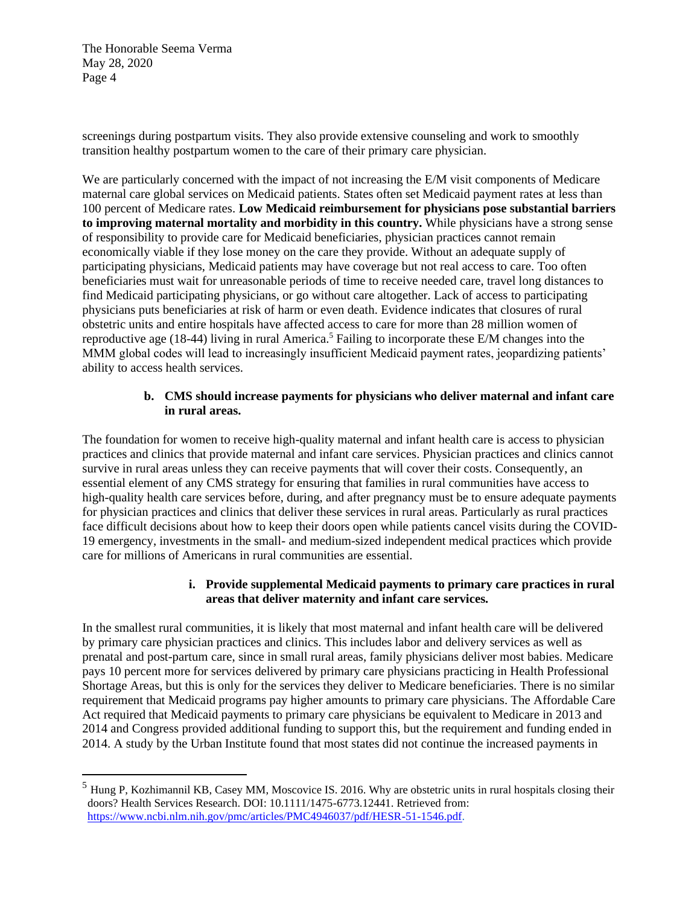screenings during postpartum visits. They also provide extensive counseling and work to smoothly transition healthy postpartum women to the care of their primary care physician.

We are particularly concerned with the impact of not increasing the E/M visit components of Medicare maternal care global services on Medicaid patients. States often set Medicaid payment rates at less than 100 percent of Medicare rates. **Low Medicaid reimbursement for physicians pose substantial barriers to improving maternal mortality and morbidity in this country.** While physicians have a strong sense of responsibility to provide care for Medicaid beneficiaries, physician practices cannot remain economically viable if they lose money on the care they provide. Without an adequate supply of participating physicians, Medicaid patients may have coverage but not real access to care. Too often beneficiaries must wait for unreasonable periods of time to receive needed care, travel long distances to find Medicaid participating physicians, or go without care altogether. Lack of access to participating physicians puts beneficiaries at risk of harm or even death. Evidence indicates that closures of rural obstetric units and entire hospitals have affected access to care for more than 28 million women of reproductive age (18-44) living in rural America.[5] Failing to incorporate these E/M changes into the MMM global codes will lead to increasingly insufficient Medicaid payment rates, jeopardizing patients' ability to access health services.

**b. CMS should increase payments for physicians who deliver maternal and infant care in rural areas.**

The foundation for women to receive high-quality maternal and infant health care is access to physician practices and clinics that provide maternal and infant care services. Physician practices and clinics cannot survive in rural areas unless they can receive payments that will cover their costs. Consequently, an essential element of any CMS strategy for ensuring that families in rural communities have access to high-quality health care services before, during, and after pregnancy must be to ensure adequate payments for physician practices and clinics that deliver these services in rural areas. Particularly as rural practices face difficult decisions about how to keep their doors open while patients cancel visits during the COVID-19 emergency, investments in the small- and medium-sized independent medical practices which provide care for millions of Americans in rural communities are essential.

**i. Provide supplemental Medicaid payments to primary care practices in rural areas that deliver maternity and infant care services.**

In the smallest rural communities, it is likely that most maternal and infant health care will be delivered by primary care physician practices and clinics. This includes labor and delivery services as well as prenatal and post-partum care, since in small rural areas, family physicians deliver most babies. Medicare pays 10 percent more for services delivered by primary care physicians practicing in Health Professional Shortage Areas, but this is only for the services they deliver to Medicare beneficiaries. There is no similar requirement that Medicaid programs pay higher amounts to primary care physicians. The Affordable Care Act required that Medicaid payments to primary care physicians be equivalent to Medicare in 2013 and 2014 and Congress provided additional funding to support this, but the requirement and funding ended in 2014. A study by the Urban Institute found that most states did not continue the increased payments in

---

[5] Hung P, Kozhimannil KB, Casey MM, Moscovice IS. 2016. Why are obstetric units in rural hospitals closing their doors? Health Services Research. DOI: 10.1111/1475-6773.12441. Retrieved from: https://www.ncbi.nlm.nih.gov/pmc/articles/PMC4946037/pdf/HESR-51-1546.pdf.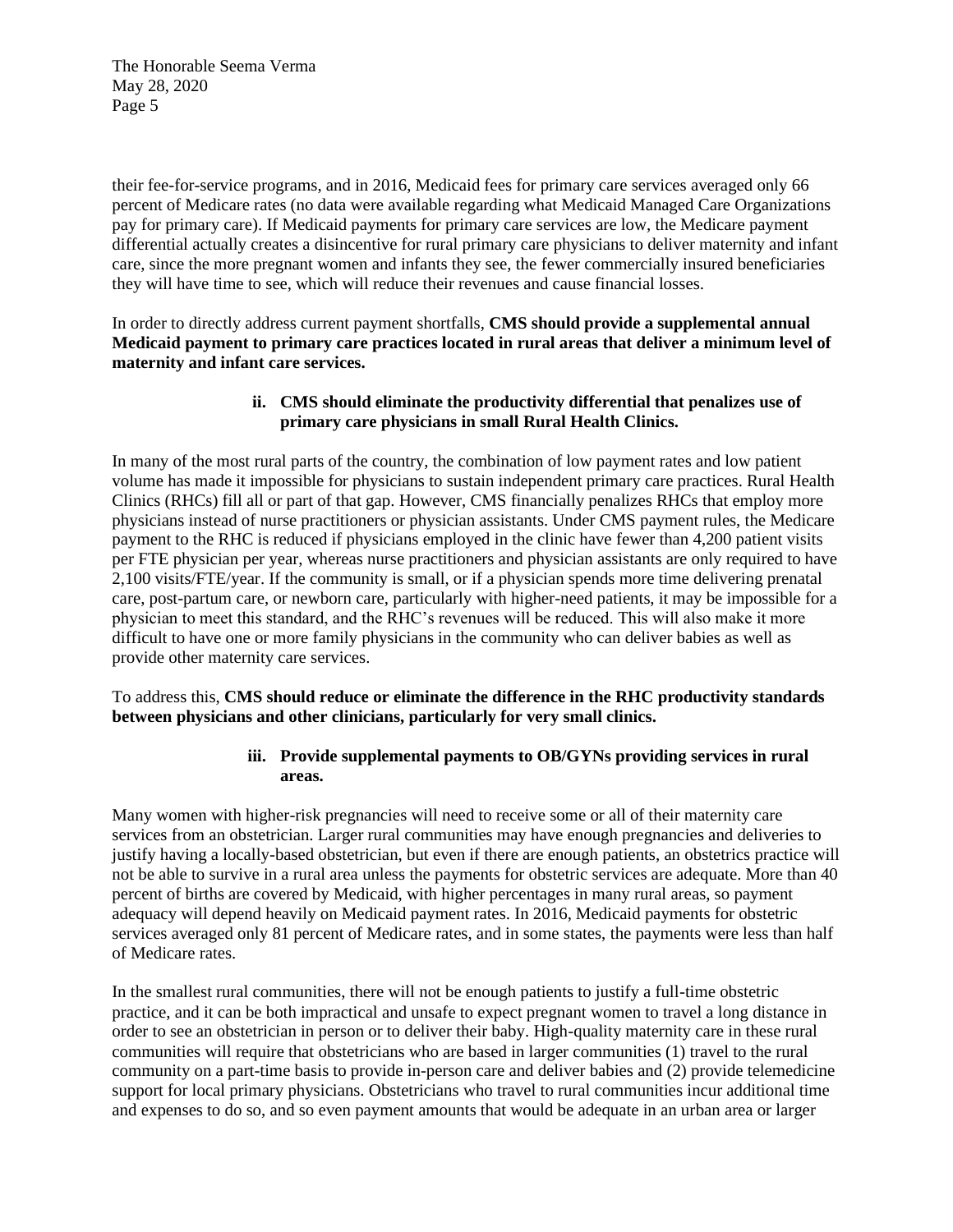their fee-for-service programs, and in 2016, Medicaid fees for primary care services averaged only 66 percent of Medicare rates (no data were available regarding what Medicaid Managed Care Organizations pay for primary care). If Medicaid payments for primary care services are low, the Medicare payment differential actually creates a disincentive for rural primary care physicians to deliver maternity and infant care, since the more pregnant women and infants they see, the fewer commercially insured beneficiaries they will have time to see, which will reduce their revenues and cause financial losses.

In order to directly address current payment shortfalls, **CMS should provide a supplemental annual Medicaid payment to primary care practices located in rural areas that deliver a minimum level of maternity and infant care services.**

#### ii. CMS should eliminate the productivity differential that penalizes use of primary care physicians in small Rural Health Clinics.

In many of the most rural parts of the country, the combination of low payment rates and low patient volume has made it impossible for physicians to sustain independent primary care practices. Rural Health Clinics (RHCs) fill all or part of that gap. However, CMS financially penalizes RHCs that employ more physicians instead of nurse practitioners or physician assistants. Under CMS payment rules, the Medicare payment to the RHC is reduced if physicians employed in the clinic have fewer than 4,200 patient visits per FTE physician per year, whereas nurse practitioners and physician assistants are only required to have 2,100 visits/FTE/year. If the community is small, or if a physician spends more time delivering prenatal care, post-partum care, or newborn care, particularly with higher-need patients, it may be impossible for a physician to meet this standard, and the RHC's revenues will be reduced. This will also make it more difficult to have one or more family physicians in the community who can deliver babies as well as provide other maternity care services.

To address this, **CMS should reduce or eliminate the difference in the RHC productivity standards between physicians and other clinicians, particularly for very small clinics.**

#### iii. Provide supplemental payments to OB/GYNs providing services in rural areas.

Many women with higher-risk pregnancies will need to receive some or all of their maternity care services from an obstetrician. Larger rural communities may have enough pregnancies and deliveries to justify having a locally-based obstetrician, but even if there are enough patients, an obstetrics practice will not be able to survive in a rural area unless the payments for obstetric services are adequate. More than 40 percent of births are covered by Medicaid, with higher percentages in many rural areas, so payment adequacy will depend heavily on Medicaid payment rates. In 2016, Medicaid payments for obstetric services averaged only 81 percent of Medicare rates, and in some states, the payments were less than half of Medicare rates.

In the smallest rural communities, there will not be enough patients to justify a full-time obstetric practice, and it can be both impractical and unsafe to expect pregnant women to travel a long distance in order to see an obstetrician in person or to deliver their baby. High-quality maternity care in these rural communities will require that obstetricians who are based in larger communities (1) travel to the rural community on a part-time basis to provide in-person care and deliver babies and (2) provide telemedicine support for local primary physicians. Obstetricians who travel to rural communities incur additional time and expenses to do so, and so even payment amounts that would be adequate in an urban area or larger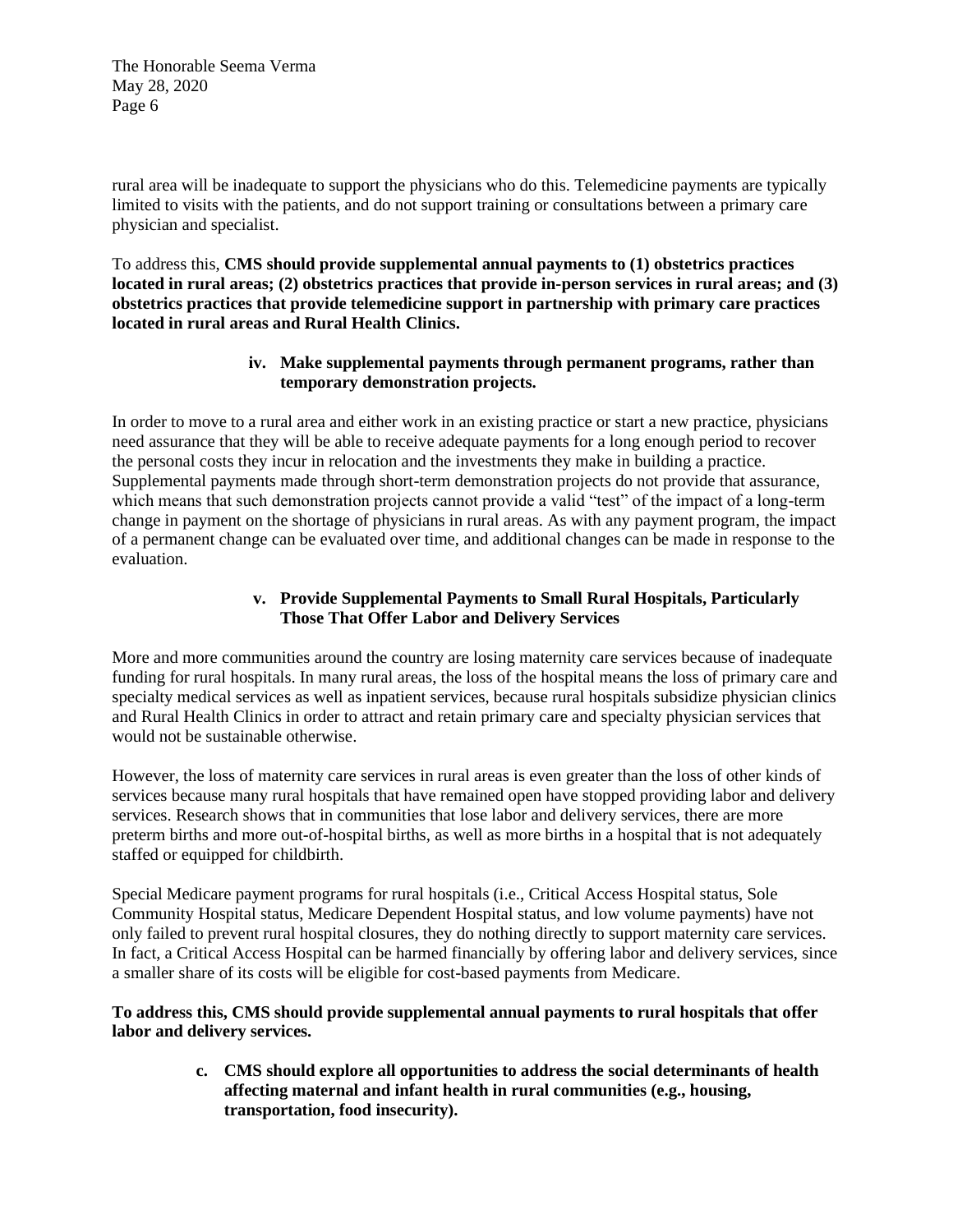rural area will be inadequate to support the physicians who do this. Telemedicine payments are typically limited to visits with the patients, and do not support training or consultations between a primary care physician and specialist.

To address this, **CMS should provide supplemental annual payments to (1) obstetrics practices located in rural areas; (2) obstetrics practices that provide in-person services in rural areas; and (3) obstetrics practices that provide telemedicine support in partnership with primary care practices located in rural areas and Rural Health Clinics.**

**iv. Make supplemental payments through permanent programs, rather than temporary demonstration projects.**

In order to move to a rural area and either work in an existing practice or start a new practice, physicians need assurance that they will be able to receive adequate payments for a long enough period to recover the personal costs they incur in relocation and the investments they make in building a practice. Supplemental payments made through short-term demonstration projects do not provide that assurance, which means that such demonstration projects cannot provide a valid "test" of the impact of a long-term change in payment on the shortage of physicians in rural areas. As with any payment program, the impact of a permanent change can be evaluated over time, and additional changes can be made in response to the evaluation.

**v. Provide Supplemental Payments to Small Rural Hospitals, Particularly Those That Offer Labor and Delivery Services**

More and more communities around the country are losing maternity care services because of inadequate funding for rural hospitals. In many rural areas, the loss of the hospital means the loss of primary care and specialty medical services as well as inpatient services, because rural hospitals subsidize physician clinics and Rural Health Clinics in order to attract and retain primary care and specialty physician services that would not be sustainable otherwise.

However, the loss of maternity care services in rural areas is even greater than the loss of other kinds of services because many rural hospitals that have remained open have stopped providing labor and delivery services. Research shows that in communities that lose labor and delivery services, there are more preterm births and more out-of-hospital births, as well as more births in a hospital that is not adequately staffed or equipped for childbirth.

Special Medicare payment programs for rural hospitals (i.e., Critical Access Hospital status, Sole Community Hospital status, Medicare Dependent Hospital status, and low volume payments) have not only failed to prevent rural hospital closures, they do nothing directly to support maternity care services. In fact, a Critical Access Hospital can be harmed financially by offering labor and delivery services, since a smaller share of its costs will be eligible for cost-based payments from Medicare.

**To address this, CMS should provide supplemental annual payments to rural hospitals that offer labor and delivery services.**

**c. CMS should explore all opportunities to address the social determinants of health affecting maternal and infant health in rural communities (e.g., housing, transportation, food insecurity).**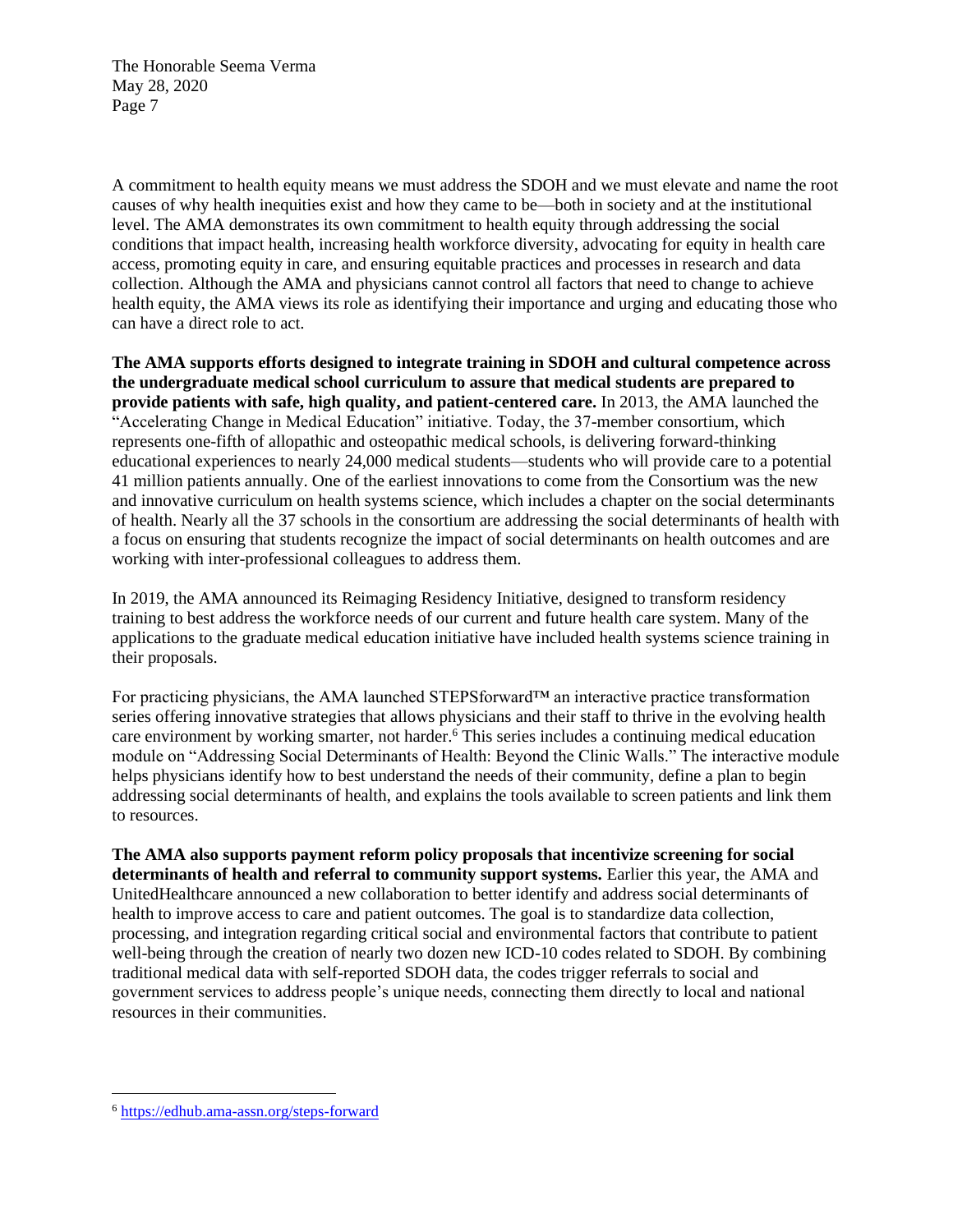A commitment to health equity means we must address the SDOH and we must elevate and name the root causes of why health inequities exist and how they came to be—both in society and at the institutional level. The AMA demonstrates its own commitment to health equity through addressing the social conditions that impact health, increasing health workforce diversity, advocating for equity in health care access, promoting equity in care, and ensuring equitable practices and processes in research and data collection. Although the AMA and physicians cannot control all factors that need to change to achieve health equity, the AMA views its role as identifying their importance and urging and educating those who can have a direct role to act.

**The AMA supports efforts designed to integrate training in SDOH and cultural competence across the undergraduate medical school curriculum to assure that medical students are prepared to provide patients with safe, high quality, and patient-centered care.** In 2013, the AMA launched the "Accelerating Change in Medical Education" initiative. Today, the 37-member consortium, which represents one-fifth of allopathic and osteopathic medical schools, is delivering forward-thinking educational experiences to nearly 24,000 medical students—students who will provide care to a potential 41 million patients annually. One of the earliest innovations to come from the Consortium was the new and innovative curriculum on health systems science, which includes a chapter on the social determinants of health. Nearly all the 37 schools in the consortium are addressing the social determinants of health with a focus on ensuring that students recognize the impact of social determinants on health outcomes and are working with inter-professional colleagues to address them.

In 2019, the AMA announced its Reimaging Residency Initiative, designed to transform residency training to best address the workforce needs of our current and future health care system. Many of the applications to the graduate medical education initiative have included health systems science training in their proposals.

For practicing physicians, the AMA launched STEPSforward™ an interactive practice transformation series offering innovative strategies that allows physicians and their staff to thrive in the evolving health care environment by working smarter, not harder.[6] This series includes a continuing medical education module on "Addressing Social Determinants of Health: Beyond the Clinic Walls." The interactive module helps physicians identify how to best understand the needs of their community, define a plan to begin addressing social determinants of health, and explains the tools available to screen patients and link them to resources.

**The AMA also supports payment reform policy proposals that incentivize screening for social determinants of health and referral to community support systems.** Earlier this year, the AMA and UnitedHealthcare announced a new collaboration to better identify and address social determinants of health to improve access to care and patient outcomes. The goal is to standardize data collection, processing, and integration regarding critical social and environmental factors that contribute to patient well-being through the creation of nearly two dozen new ICD-10 codes related to SDOH. By combining traditional medical data with self-reported SDOH data, the codes trigger referrals to social and government services to address people's unique needs, connecting them directly to local and national resources in their communities.

---

[6] https://edhub.ama-assn.org/steps-forward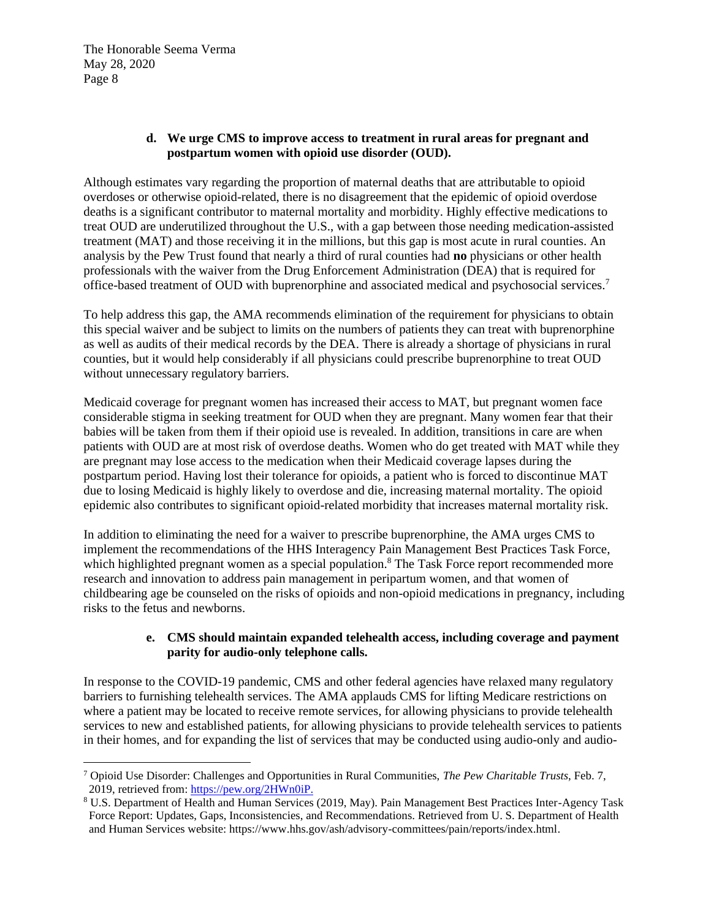**d. We urge CMS to improve access to treatment in rural areas for pregnant and postpartum women with opioid use disorder (OUD).**

Although estimates vary regarding the proportion of maternal deaths that are attributable to opioid overdoses or otherwise opioid-related, there is no disagreement that the epidemic of opioid overdose deaths is a significant contributor to maternal mortality and morbidity. Highly effective medications to treat OUD are underutilized throughout the U.S., with a gap between those needing medication-assisted treatment (MAT) and those receiving it in the millions, but this gap is most acute in rural counties. An analysis by the Pew Trust found that nearly a third of rural counties had **no** physicians or other health professionals with the waiver from the Drug Enforcement Administration (DEA) that is required for office-based treatment of OUD with buprenorphine and associated medical and psychosocial services.[7]

To help address this gap, the AMA recommends elimination of the requirement for physicians to obtain this special waiver and be subject to limits on the numbers of patients they can treat with buprenorphine as well as audits of their medical records by the DEA. There is already a shortage of physicians in rural counties, but it would help considerably if all physicians could prescribe buprenorphine to treat OUD without unnecessary regulatory barriers.

Medicaid coverage for pregnant women has increased their access to MAT, but pregnant women face considerable stigma in seeking treatment for OUD when they are pregnant. Many women fear that their babies will be taken from them if their opioid use is revealed. In addition, transitions in care are when patients with OUD are at most risk of overdose deaths. Women who do get treated with MAT while they are pregnant may lose access to the medication when their Medicaid coverage lapses during the postpartum period. Having lost their tolerance for opioids, a patient who is forced to discontinue MAT due to losing Medicaid is highly likely to overdose and die, increasing maternal mortality. The opioid epidemic also contributes to significant opioid-related morbidity that increases maternal mortality risk.

In addition to eliminating the need for a waiver to prescribe buprenorphine, the AMA urges CMS to implement the recommendations of the HHS Interagency Pain Management Best Practices Task Force, which highlighted pregnant women as a special population.[8] The Task Force report recommended more research and innovation to address pain management in peripartum women, and that women of childbearing age be counseled on the risks of opioids and non-opioid medications in pregnancy, including risks to the fetus and newborns.

**e. CMS should maintain expanded telehealth access, including coverage and payment parity for audio-only telephone calls.**

In response to the COVID-19 pandemic, CMS and other federal agencies have relaxed many regulatory barriers to furnishing telehealth services. The AMA applauds CMS for lifting Medicare restrictions on where a patient may be located to receive remote services, for allowing physicians to provide telehealth services to new and established patients, for allowing physicians to provide telehealth services to patients in their homes, and for expanding the list of services that may be conducted using audio-only and audio-

---

[7] Opioid Use Disorder: Challenges and Opportunities in Rural Communities, *The Pew Charitable Trusts*, Feb. 7, 2019, retrieved from: https://pew.org/2HWn0iP.

[8] U.S. Department of Health and Human Services (2019, May). Pain Management Best Practices Inter-Agency Task Force Report: Updates, Gaps, Inconsistencies, and Recommendations. Retrieved from U. S. Department of Health and Human Services website: https://www.hhs.gov/ash/advisory-committees/pain/reports/index.html.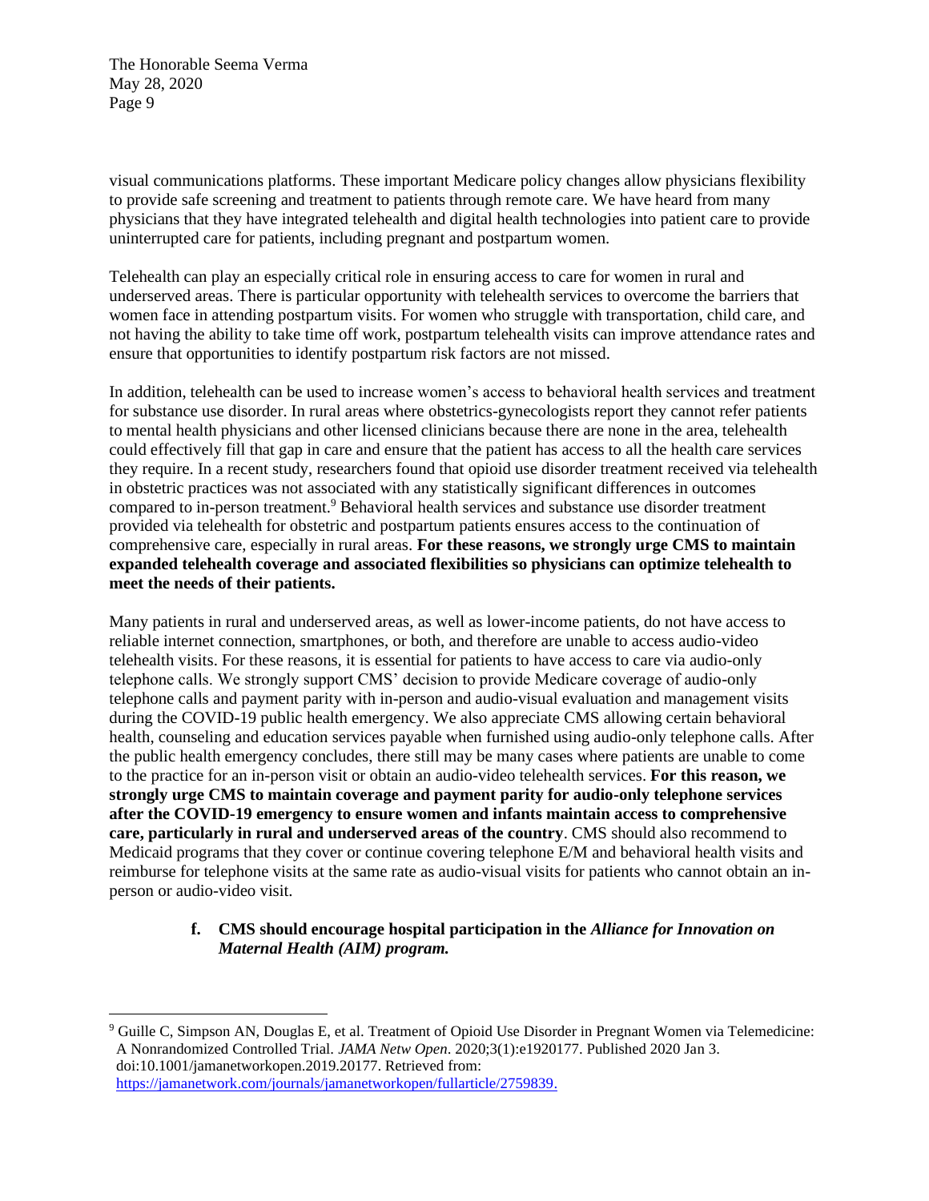visual communications platforms. These important Medicare policy changes allow physicians flexibility to provide safe screening and treatment to patients through remote care. We have heard from many physicians that they have integrated telehealth and digital health technologies into patient care to provide uninterrupted care for patients, including pregnant and postpartum women.

Telehealth can play an especially critical role in ensuring access to care for women in rural and underserved areas. There is particular opportunity with telehealth services to overcome the barriers that women face in attending postpartum visits. For women who struggle with transportation, child care, and not having the ability to take time off work, postpartum telehealth visits can improve attendance rates and ensure that opportunities to identify postpartum risk factors are not missed.

In addition, telehealth can be used to increase women's access to behavioral health services and treatment for substance use disorder. In rural areas where obstetrics-gynecologists report they cannot refer patients to mental health physicians and other licensed clinicians because there are none in the area, telehealth could effectively fill that gap in care and ensure that the patient has access to all the health care services they require. In a recent study, researchers found that opioid use disorder treatment received via telehealth in obstetric practices was not associated with any statistically significant differences in outcomes compared to in-person treatment.[9] Behavioral health services and substance use disorder treatment provided via telehealth for obstetric and postpartum patients ensures access to the continuation of comprehensive care, especially in rural areas. **For these reasons, we strongly urge CMS to maintain expanded telehealth coverage and associated flexibilities so physicians can optimize telehealth to meet the needs of their patients.**

Many patients in rural and underserved areas, as well as lower-income patients, do not have access to reliable internet connection, smartphones, or both, and therefore are unable to access audio-video telehealth visits. For these reasons, it is essential for patients to have access to care via audio-only telephone calls. We strongly support CMS' decision to provide Medicare coverage of audio-only telephone calls and payment parity with in-person and audio-visual evaluation and management visits during the COVID-19 public health emergency. We also appreciate CMS allowing certain behavioral health, counseling and education services payable when furnished using audio-only telephone calls. After the public health emergency concludes, there still may be many cases where patients are unable to come to the practice for an in-person visit or obtain an audio-video telehealth services. **For this reason, we strongly urge CMS to maintain coverage and payment parity for audio-only telephone services after the COVID-19 emergency to ensure women and infants maintain access to comprehensive care, particularly in rural and underserved areas of the country**. CMS should also recommend to Medicaid programs that they cover or continue covering telephone E/M and behavioral health visits and reimburse for telephone visits at the same rate as audio-visual visits for patients who cannot obtain an in-person or audio-video visit.

**f. CMS should encourage hospital participation in the *Alliance for Innovation on Maternal Health (AIM) program.***

---

[9] Guille C, Simpson AN, Douglas E, et al. Treatment of Opioid Use Disorder in Pregnant Women via Telemedicine: A Nonrandomized Controlled Trial. *JAMA Netw Open*. 2020;3(1):e1920177. Published 2020 Jan 3. doi:10.1001/jamanetworkopen.2019.20177. Retrieved from: https://jamanetwork.com/journals/jamanetworkopen/fullarticle/2759839.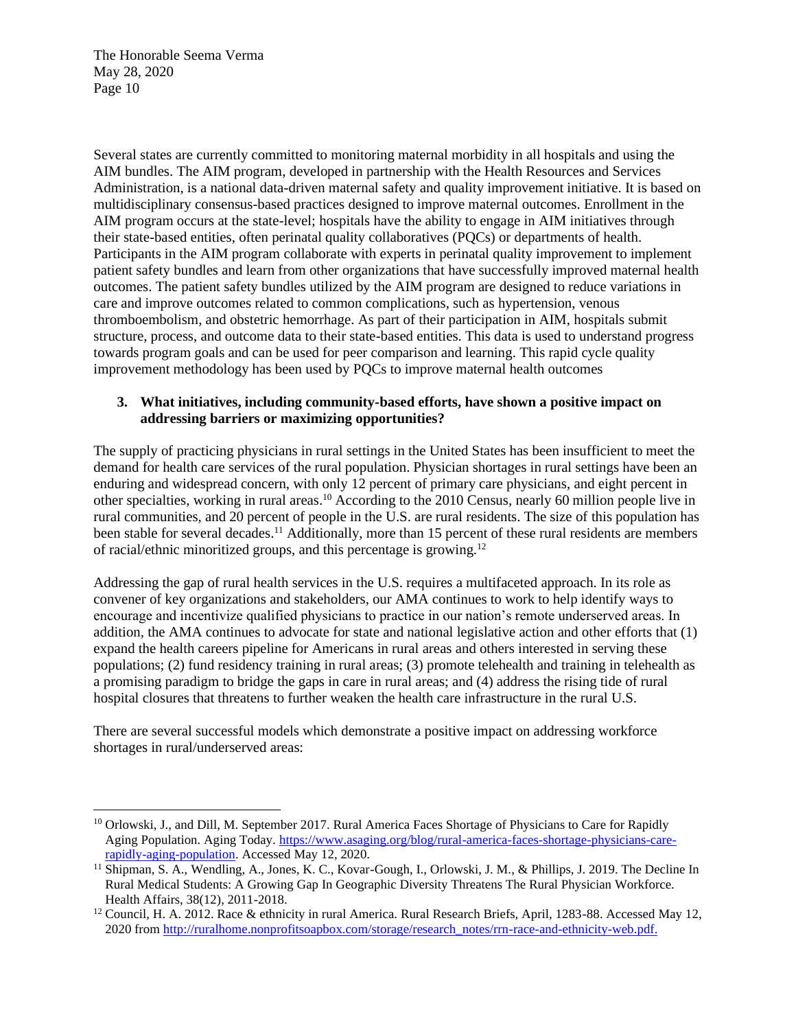Several states are currently committed to monitoring maternal morbidity in all hospitals and using the AIM bundles. The AIM program, developed in partnership with the Health Resources and Services Administration, is a national data-driven maternal safety and quality improvement initiative. It is based on multidisciplinary consensus-based practices designed to improve maternal outcomes. Enrollment in the AIM program occurs at the state-level; hospitals have the ability to engage in AIM initiatives through their state-based entities, often perinatal quality collaboratives (PQCs) or departments of health. Participants in the AIM program collaborate with experts in perinatal quality improvement to implement patient safety bundles and learn from other organizations that have successfully improved maternal health outcomes. The patient safety bundles utilized by the AIM program are designed to reduce variations in care and improve outcomes related to common complications, such as hypertension, venous thromboembolism, and obstetric hemorrhage. As part of their participation in AIM, hospitals submit structure, process, and outcome data to their state-based entities. This data is used to understand progress towards program goals and can be used for peer comparison and learning. This rapid cycle quality improvement methodology has been used by PQCs to improve maternal health outcomes

3. **What initiatives, including community-based efforts, have shown a positive impact on addressing barriers or maximizing opportunities?**

The supply of practicing physicians in rural settings in the United States has been insufficient to meet the demand for health care services of the rural population. Physician shortages in rural settings have been an enduring and widespread concern, with only 12 percent of primary care physicians, and eight percent in other specialties, working in rural areas.[10] According to the 2010 Census, nearly 60 million people live in rural communities, and 20 percent of people in the U.S. are rural residents. The size of this population has been stable for several decades.[11] Additionally, more than 15 percent of these rural residents are members of racial/ethnic minoritized groups, and this percentage is growing.[12]

Addressing the gap of rural health services in the U.S. requires a multifaceted approach. In its role as convener of key organizations and stakeholders, our AMA continues to work to help identify ways to encourage and incentivize qualified physicians to practice in our nation's remote underserved areas. In addition, the AMA continues to advocate for state and national legislative action and other efforts that (1) expand the health careers pipeline for Americans in rural areas and others interested in serving these populations; (2) fund residency training in rural areas; (3) promote telehealth and training in telehealth as a promising paradigm to bridge the gaps in care in rural areas; and (4) address the rising tide of rural hospital closures that threatens to further weaken the health care infrastructure in the rural U.S.

There are several successful models which demonstrate a positive impact on addressing workforce shortages in rural/underserved areas:

---

[10] Orlowski, J., and Dill, M. September 2017. Rural America Faces Shortage of Physicians to Care for Rapidly Aging Population. Aging Today. https://www.asaging.org/blog/rural-america-faces-shortage-physicians-care-rapidly-aging-population. Accessed May 12, 2020.

[11] Shipman, S. A., Wendling, A., Jones, K. C., Kovar-Gough, I., Orlowski, J. M., & Phillips, J. 2019. The Decline In Rural Medical Students: A Growing Gap In Geographic Diversity Threatens The Rural Physician Workforce. Health Affairs, 38(12), 2011-2018.

[12] Council, H. A. 2012. Race & ethnicity in rural America. Rural Research Briefs, April, 1283-88. Accessed May 12, 2020 from http://ruralhome.nonprofitsoapbox.com/storage/research_notes/rrn-race-and-ethnicity-web.pdf.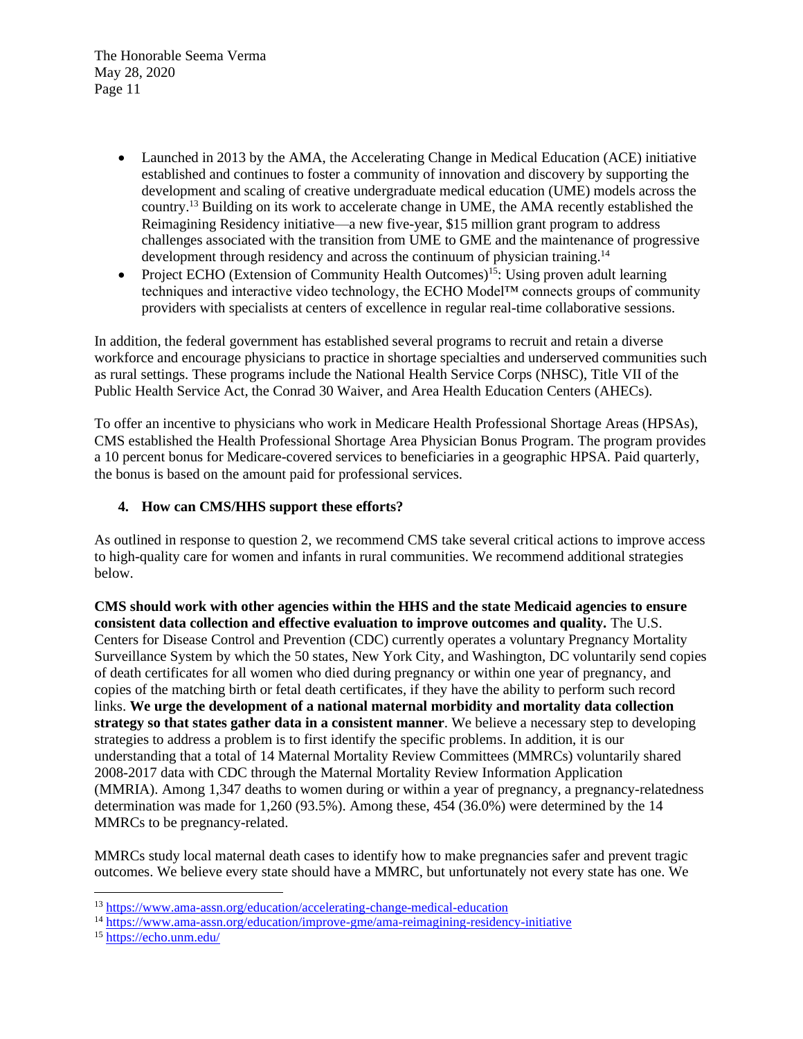- Launched in 2013 by the AMA, the Accelerating Change in Medical Education (ACE) initiative established and continues to foster a community of innovation and discovery by supporting the development and scaling of creative undergraduate medical education (UME) models across the country.[13] Building on its work to accelerate change in UME, the AMA recently established the Reimagining Residency initiative—a new five-year, $15 million grant program to address challenges associated with the transition from UME to GME and the maintenance of progressive development through residency and across the continuum of physician training.[14]
- Project ECHO (Extension of Community Health Outcomes)[15]: Using proven adult learning techniques and interactive video technology, the ECHO Model™ connects groups of community providers with specialists at centers of excellence in regular real-time collaborative sessions.

In addition, the federal government has established several programs to recruit and retain a diverse workforce and encourage physicians to practice in shortage specialties and underserved communities such as rural settings. These programs include the National Health Service Corps (NHSC), Title VII of the Public Health Service Act, the Conrad 30 Waiver, and Area Health Education Centers (AHECs).

To offer an incentive to physicians who work in Medicare Health Professional Shortage Areas (HPSAs), CMS established the Health Professional Shortage Area Physician Bonus Program. The program provides a 10 percent bonus for Medicare-covered services to beneficiaries in a geographic HPSA. Paid quarterly, the bonus is based on the amount paid for professional services.

### 4. How can CMS/HHS support these efforts?

As outlined in response to question 2, we recommend CMS take several critical actions to improve access to high-quality care for women and infants in rural communities. We recommend additional strategies below.

**CMS should work with other agencies within the HHS and the state Medicaid agencies to ensure consistent data collection and effective evaluation to improve outcomes and quality.** The U.S. Centers for Disease Control and Prevention (CDC) currently operates a voluntary Pregnancy Mortality Surveillance System by which the 50 states, New York City, and Washington, DC voluntarily send copies of death certificates for all women who died during pregnancy or within one year of pregnancy, and copies of the matching birth or fetal death certificates, if they have the ability to perform such record links. **We urge the development of a national maternal morbidity and mortality data collection strategy so that states gather data in a consistent manner**. We believe a necessary step to developing strategies to address a problem is to first identify the specific problems. In addition, it is our understanding that a total of 14 Maternal Mortality Review Committees (MMRCs) voluntarily shared 2008-2017 data with CDC through the Maternal Mortality Review Information Application (MMRIA). Among 1,347 deaths to women during or within a year of pregnancy, a pregnancy-relatedness determination was made for 1,260 (93.5%). Among these, 454 (36.0%) were determined by the 14 MMRCs to be pregnancy-related.

MMRCs study local maternal death cases to identify how to make pregnancies safer and prevent tragic outcomes. We believe every state should have a MMRC, but unfortunately not every state has one. We

---

[13] https://www.ama-assn.org/education/accelerating-change-medical-education

[14] https://www.ama-assn.org/education/improve-gme/ama-reimagining-residency-initiative

[15] https://echo.unm.edu/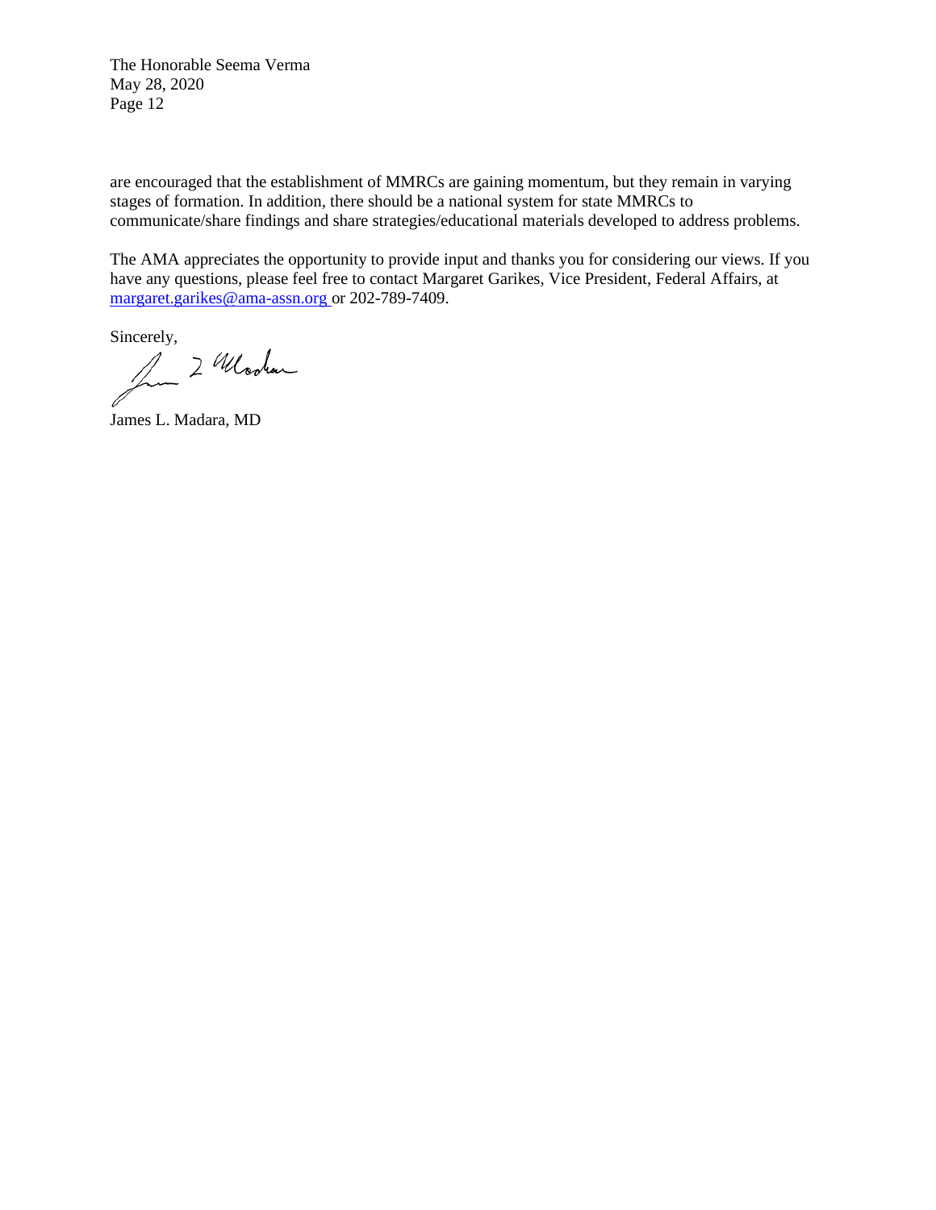are encouraged that the establishment of MMRCs are gaining momentum, but they remain in varying stages of formation. In addition, there should be a national system for state MMRCs to communicate/share findings and share strategies/educational materials developed to address problems.

The AMA appreciates the opportunity to provide input and thanks you for considering our views. If you have any questions, please feel free to contact Margaret Garikes, Vice President, Federal Affairs, at margaret.garikes@ama-assn.org or 202-789-7409.

Sincerely,

James L. Madara, MD